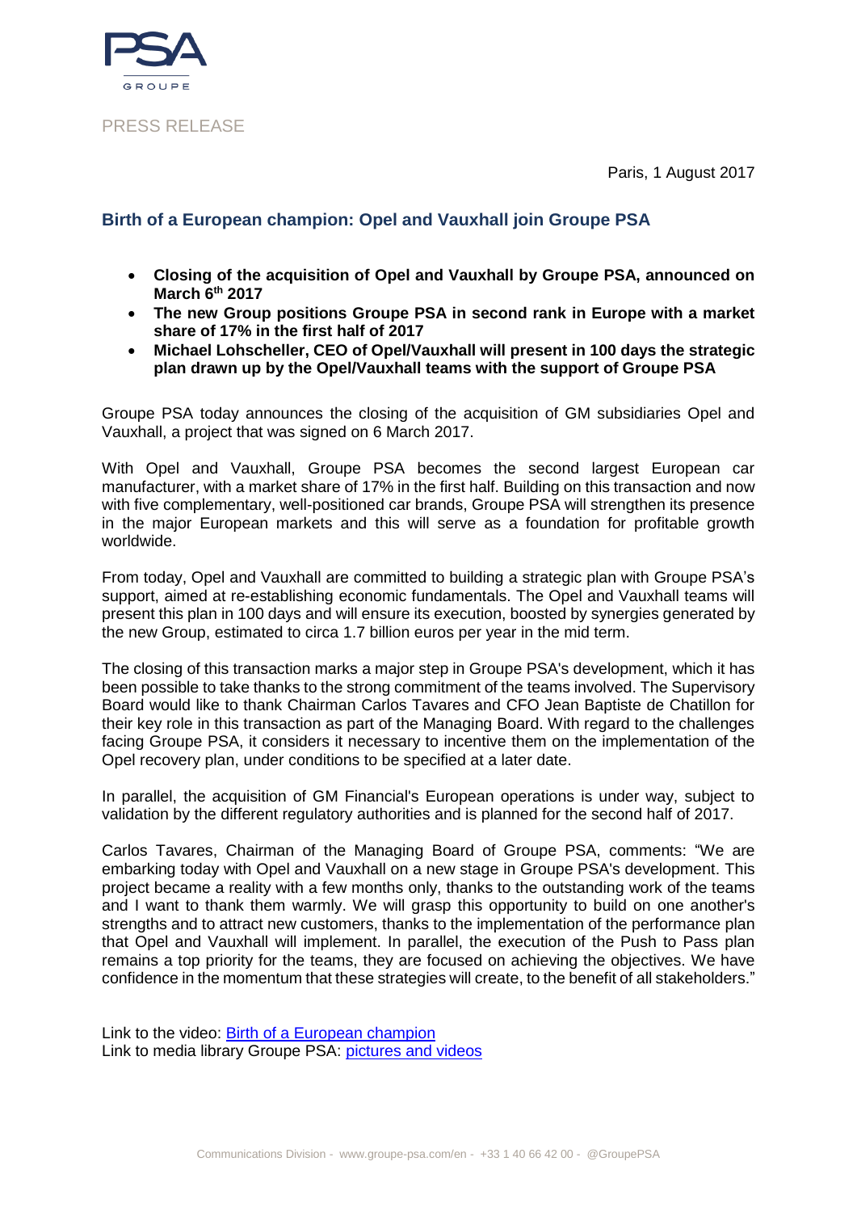PRESS RELEASE

Paris, 1 August 2017

## Birth of a European champion: Opel and Vauxhall join Groupe PSA

- **Closing of the acquisition of Opel and Vauxhall by Groupe PSA, announced on March 6th 2017**
- **The new Group positions Groupe PSA in second rank in Europe with a market share of 17% in the first half of 2017**
- **Michael Lohscheller, CEO of Opel/Vauxhall will present in 100 days the strategic plan drawn up by the Opel/Vauxhall teams with the support of Groupe PSA**

Groupe PSA today announces the closing of the acquisition of GM subsidiaries Opel and Vauxhall, a project that was signed on 6 March 2017.

With Opel and Vauxhall, Groupe PSA becomes the second largest European car manufacturer, with a market share of 17% in the first half. Building on this transaction and now with five complementary, well-positioned car brands, Groupe PSA will strengthen its presence in the major European markets and this will serve as a foundation for profitable growth worldwide.

From today, Opel and Vauxhall are committed to building a strategic plan with Groupe PSA's support, aimed at re-establishing economic fundamentals. The Opel and Vauxhall teams will present this plan in 100 days and will ensure its execution, boosted by synergies generated by the new Group, estimated to circa 1.7 billion euros per year in the mid term.

The closing of this transaction marks a major step in Groupe PSA's development, which it has been possible to take thanks to the strong commitment of the teams involved. The Supervisory Board would like to thank Chairman Carlos Tavares and CFO Jean Baptiste de Chatillon for their key role in this transaction as part of the Managing Board. With regard to the challenges facing Groupe PSA, it considers it necessary to incentive them on the implementation of the Opel recovery plan, under conditions to be specified at a later date.

In parallel, the acquisition of GM Financial's European operations is under way, subject to validation by the different regulatory authorities and is planned for the second half of 2017.

Carlos Tavares, Chairman of the Managing Board of Groupe PSA, comments: "We are embarking today with Opel and Vauxhall on a new stage in Groupe PSA's development. This project became a reality with a few months only, thanks to the outstanding work of the teams and I want to thank them warmly. We will grasp this opportunity to build on one another's strengths and to attract new customers, thanks to the implementation of the performance plan that Opel and Vauxhall will implement. In parallel, the execution of the Push to Pass plan remains a top priority for the teams, they are focused on achieving the objectives. We have confidence in the momentum that these strategies will create, to the benefit of all stakeholders."

Link to the video: Birth of a European champion
Link to media library Groupe PSA: pictures and videos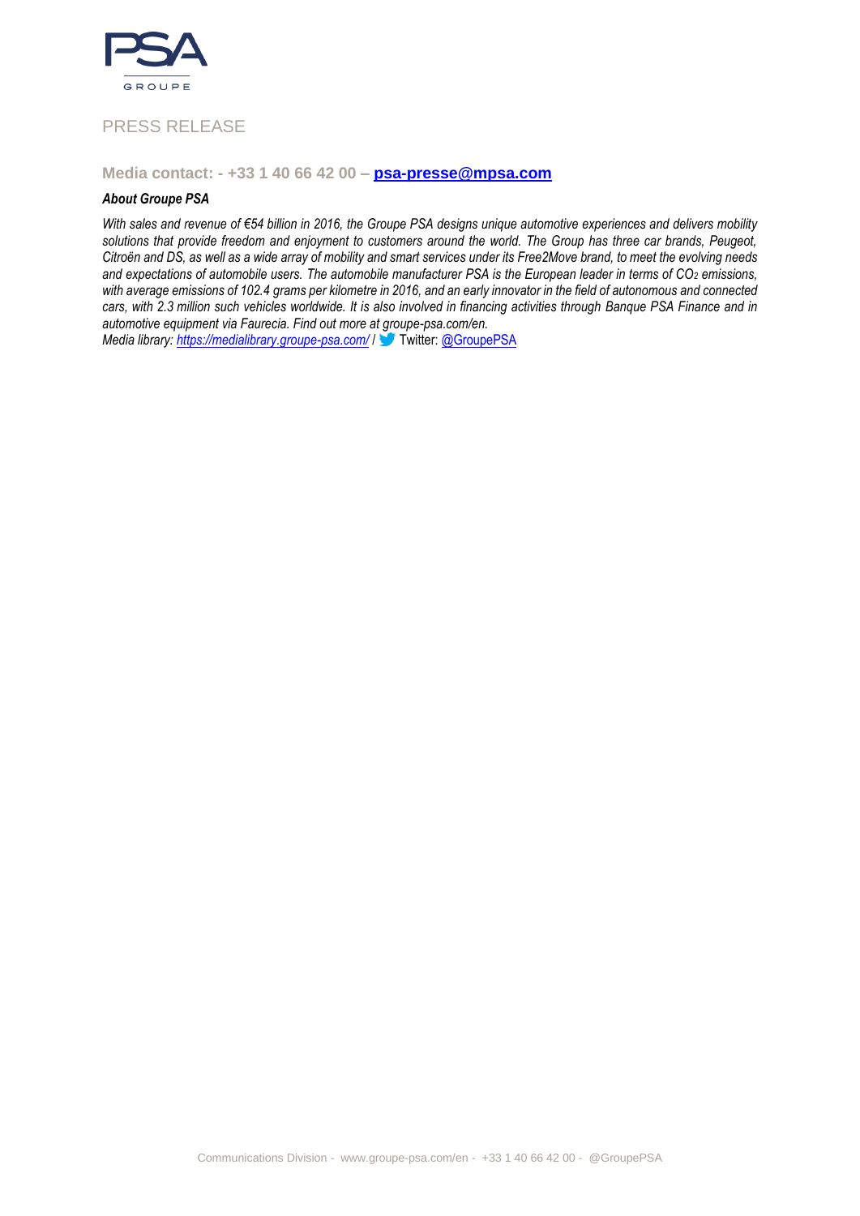PRESS RELEASE

**Media contact: - +33 1 40 66 42 00 – psa-presse@mpsa.com**

***About Groupe PSA***

*With sales and revenue of €54 billion in 2016, the Groupe PSA designs unique automotive experiences and delivers mobility solutions that provide freedom and enjoyment to customers around the world. The Group has three car brands, Peugeot, Citroën and DS, as well as a wide array of mobility and smart services under its Free2Move brand, to meet the evolving needs and expectations of automobile users. The automobile manufacturer PSA is the European leader in terms of $CO_2$ emissions, with average emissions of 102.4 grams per kilometre in 2016, and an early innovator in the field of autonomous and connected cars, with 2.3 million such vehicles worldwide. It is also involved in financing activities through Banque PSA Finance and in automotive equipment via Faurecia. Find out more at groupe-psa.com/en.*

*Media library: https://medialibrary.groupe-psa.com/* / Twitter: @GroupePSA